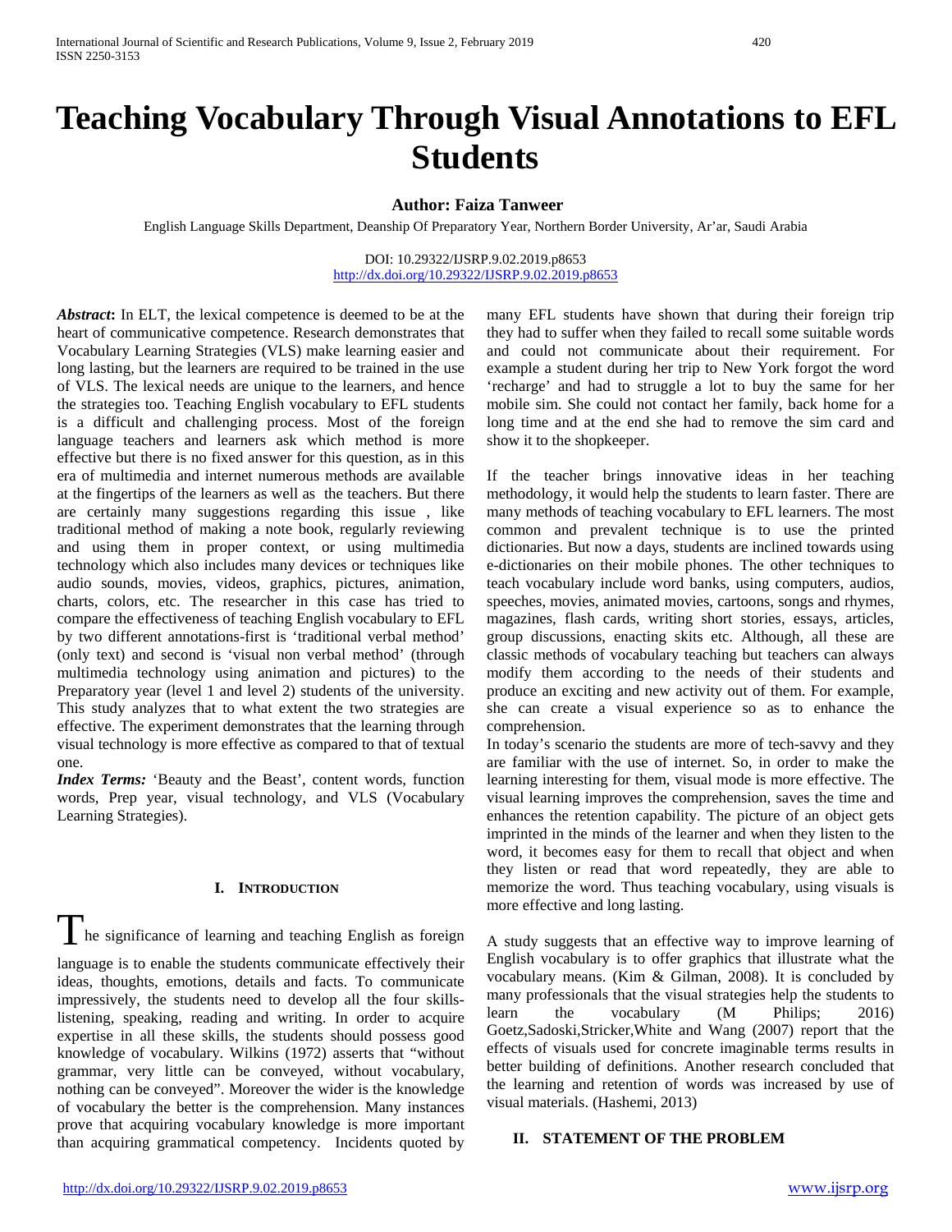# Teaching Vocabulary Through Visual Annotations to EFL Students

**Author: Faiza Tanweer**

English Language Skills Department, Deanship Of Preparatory Year, Northern Border University, Ar'ar, Saudi Arabia

DOI: 10.29322/IJSRP.9.02.2019.p8653
http://dx.doi.org/10.29322/IJSRP.9.02.2019.p8653

***Abstract*****:** In ELT, the lexical competence is deemed to be at the heart of communicative competence. Research demonstrates that Vocabulary Learning Strategies (VLS) make learning easier and long lasting, but the learners are required to be trained in the use of VLS. The lexical needs are unique to the learners, and hence the strategies too. Teaching English vocabulary to EFL students is a difficult and challenging process. Most of the foreign language teachers and learners ask which method is more effective but there is no fixed answer for this question, as in this era of multimedia and internet numerous methods are available at the fingertips of the learners as well as the teachers. But there are certainly many suggestions regarding this issue , like traditional method of making a note book, regularly reviewing and using them in proper context, or using multimedia technology which also includes many devices or techniques like audio sounds, movies, videos, graphics, pictures, animation, charts, colors, etc. The researcher in this case has tried to compare the effectiveness of teaching English vocabulary to EFL by two different annotations-first is 'traditional verbal method' (only text) and second is 'visual non verbal method' (through multimedia technology using animation and pictures) to the Preparatory year (level 1 and level 2) students of the university. This study analyzes that to what extent the two strategies are effective. The experiment demonstrates that the learning through visual technology is more effective as compared to that of textual one.

***Index Terms:*** 'Beauty and the Beast', content words, function words, Prep year, visual technology, and VLS (Vocabulary Learning Strategies).

## I. Introduction

The significance of learning and teaching English as foreign language is to enable the students communicate effectively their ideas, thoughts, emotions, details and facts. To communicate impressively, the students need to develop all the four skills-listening, speaking, reading and writing. In order to acquire expertise in all these skills, the students should possess good knowledge of vocabulary. Wilkins (1972) asserts that "without grammar, very little can be conveyed, without vocabulary, nothing can be conveyed". Moreover the wider is the knowledge of vocabulary the better is the comprehension. Many instances prove that acquiring vocabulary knowledge is more important than acquiring grammatical competency. Incidents quoted by many EFL students have shown that during their foreign trip they had to suffer when they failed to recall some suitable words and could not communicate about their requirement. For example a student during her trip to New York forgot the word 'recharge' and had to struggle a lot to buy the same for her mobile sim. She could not contact her family, back home for a long time and at the end she had to remove the sim card and show it to the shopkeeper.

If the teacher brings innovative ideas in her teaching methodology, it would help the students to learn faster. There are many methods of teaching vocabulary to EFL learners. The most common and prevalent technique is to use the printed dictionaries. But now a days, students are inclined towards using e-dictionaries on their mobile phones. The other techniques to teach vocabulary include word banks, using computers, audios, speeches, movies, animated movies, cartoons, songs and rhymes, magazines, flash cards, writing short stories, essays, articles, group discussions, enacting skits etc. Although, all these are classic methods of vocabulary teaching but teachers can always modify them according to the needs of their students and produce an exciting and new activity out of them. For example, she can create a visual experience so as to enhance the comprehension.

In today's scenario the students are more of tech-savvy and they are familiar with the use of internet. So, in order to make the learning interesting for them, visual mode is more effective. The visual learning improves the comprehension, saves the time and enhances the retention capability. The picture of an object gets imprinted in the minds of the learner and when they listen to the word, it becomes easy for them to recall that object and when they listen or read that word repeatedly, they are able to memorize the word. Thus teaching vocabulary, using visuals is more effective and long lasting.

A study suggests that an effective way to improve learning of English vocabulary is to offer graphics that illustrate what the vocabulary means. (Kim & Gilman, 2008). It is concluded by many professionals that the visual strategies help the students to learn the vocabulary (M Philips; 2016) Goetz,Sadoski,Stricker,White and Wang (2007) report that the effects of visuals used for concrete imaginable terms results in better building of definitions. Another research concluded that the learning and retention of words was increased by use of visual materials. (Hashemi, 2013)

## II. Statement of the Problem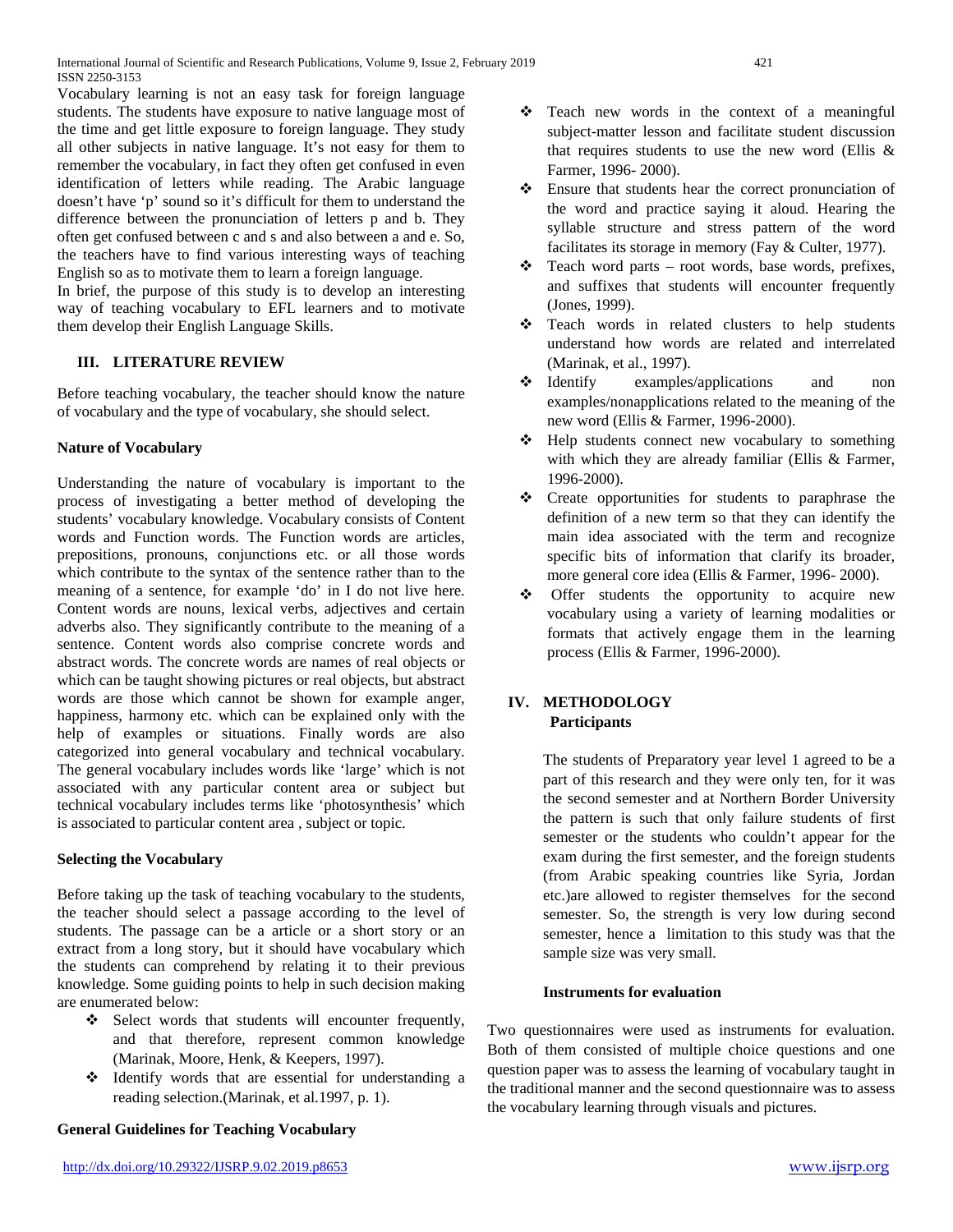Vocabulary learning is not an easy task for foreign language students. The students have exposure to native language most of the time and get little exposure to foreign language. They study all other subjects in native language. It's not easy for them to remember the vocabulary, in fact they often get confused in even identification of letters while reading. The Arabic language doesn't have 'p' sound so it's difficult for them to understand the difference between the pronunciation of letters p and b. They often get confused between c and s and also between a and e. So, the teachers have to find various interesting ways of teaching English so as to motivate them to learn a foreign language.

In brief, the purpose of this study is to develop an interesting way of teaching vocabulary to EFL learners and to motivate them develop their English Language Skills.

## III. LITERATURE REVIEW

Before teaching vocabulary, the teacher should know the nature of vocabulary and the type of vocabulary, she should select.

### Nature of Vocabulary

Understanding the nature of vocabulary is important to the process of investigating a better method of developing the students' vocabulary knowledge. Vocabulary consists of Content words and Function words. The Function words are articles, prepositions, pronouns, conjunctions etc. or all those words which contribute to the syntax of the sentence rather than to the meaning of a sentence, for example 'do' in I do not live here. Content words are nouns, lexical verbs, adjectives and certain adverbs also. They significantly contribute to the meaning of a sentence. Content words also comprise concrete words and abstract words. The concrete words are names of real objects or which can be taught showing pictures or real objects, but abstract words are those which cannot be shown for example anger, happiness, harmony etc. which can be explained only with the help of examples or situations. Finally words are also categorized into general vocabulary and technical vocabulary. The general vocabulary includes words like 'large' which is not associated with any particular content area or subject but technical vocabulary includes terms like 'photosynthesis' which is associated to particular content area , subject or topic.

### Selecting the Vocabulary

Before taking up the task of teaching vocabulary to the students, the teacher should select a passage according to the level of students. The passage can be a article or a short story or an extract from a long story, but it should have vocabulary which the students can comprehend by relating it to their previous knowledge. Some guiding points to help in such decision making are enumerated below:

- ❖ Select words that students will encounter frequently, and that therefore, represent common knowledge (Marinak, Moore, Henk, & Keepers, 1997).
- ❖ Identify words that are essential for understanding a reading selection.(Marinak, et al.1997, p. 1).

### General Guidelines for Teaching Vocabulary

- ❖ Teach new words in the context of a meaningful subject-matter lesson and facilitate student discussion that requires students to use the new word (Ellis & Farmer, 1996- 2000).
- ❖ Ensure that students hear the correct pronunciation of the word and practice saying it aloud. Hearing the syllable structure and stress pattern of the word facilitates its storage in memory (Fay & Culter, 1977).
- ❖ Teach word parts – root words, base words, prefixes, and suffixes that students will encounter frequently (Jones, 1999).
- ❖ Teach words in related clusters to help students understand how words are related and interrelated (Marinak, et al., 1997).
- ❖ Identify examples/applications and non examples/nonapplications related to the meaning of the new word (Ellis & Farmer, 1996-2000).
- ❖ Help students connect new vocabulary to something with which they are already familiar (Ellis & Farmer, 1996-2000).
- ❖ Create opportunities for students to paraphrase the definition of a new term so that they can identify the main idea associated with the term and recognize specific bits of information that clarify its broader, more general core idea (Ellis & Farmer, 1996- 2000).
- ❖ Offer students the opportunity to acquire new vocabulary using a variety of learning modalities or formats that actively engage them in the learning process (Ellis & Farmer, 1996-2000).

## IV. METHODOLOGY

### Participants

The students of Preparatory year level 1 agreed to be a part of this research and they were only ten, for it was the second semester and at Northern Border University the pattern is such that only failure students of first semester or the students who couldn't appear for the exam during the first semester, and the foreign students (from Arabic speaking countries like Syria, Jordan etc.)are allowed to register themselves for the second semester. So, the strength is very low during second semester, hence a limitation to this study was that the sample size was very small.

### Instruments for evaluation

Two questionnaires were used as instruments for evaluation. Both of them consisted of multiple choice questions and one question paper was to assess the learning of vocabulary taught in the traditional manner and the second questionnaire was to assess the vocabulary learning through visuals and pictures.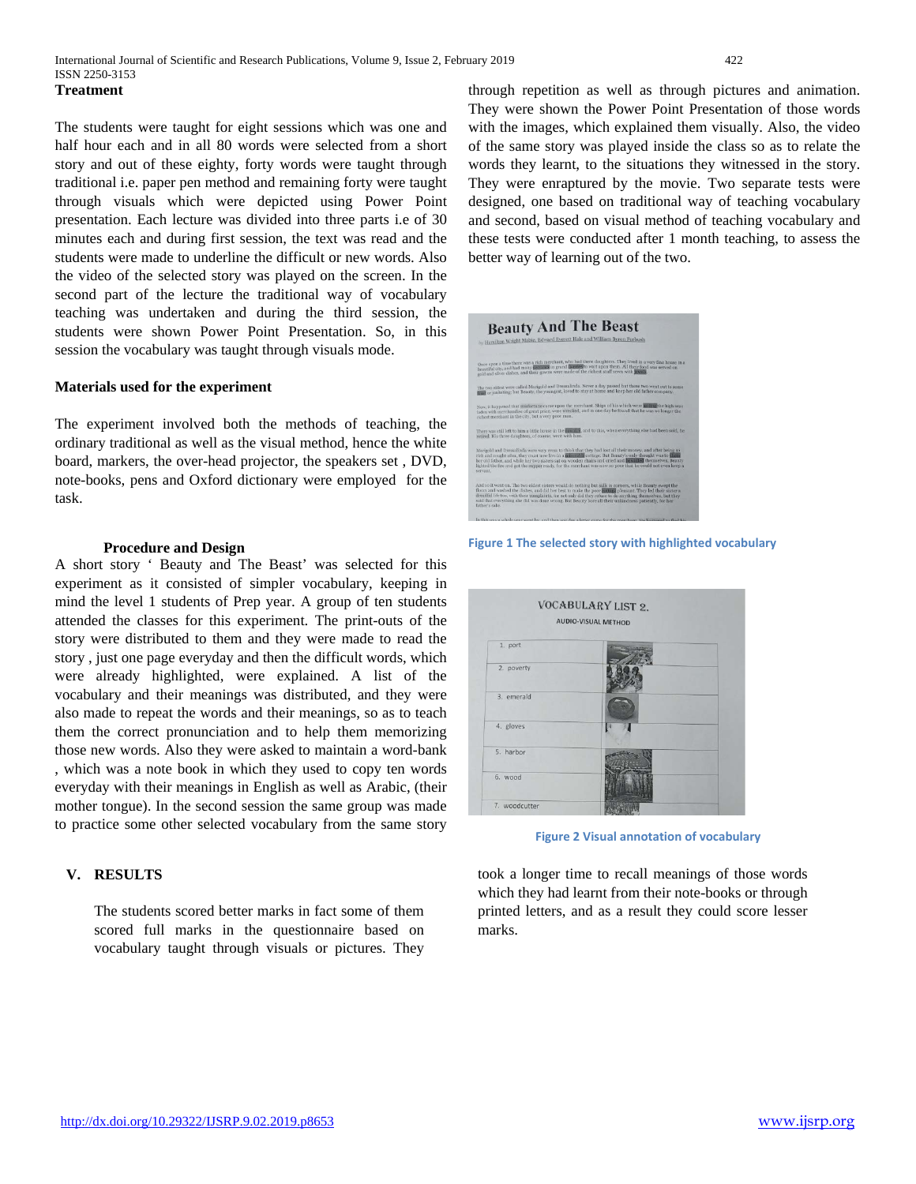## Treatment

The students were taught for eight sessions which was one and half hour each and in all 80 words were selected from a short story and out of these eighty, forty words were taught through traditional i.e. paper pen method and remaining forty were taught through visuals which were depicted using Power Point presentation. Each lecture was divided into three parts i.e of 30 minutes each and during first session, the text was read and the students were made to underline the difficult or new words. Also the video of the selected story was played on the screen. In the second part of the lecture the traditional way of vocabulary teaching was undertaken and during the third session, the students were shown Power Point Presentation. So, in this session the vocabulary was taught through visuals mode.

## Materials used for the experiment

The experiment involved both the methods of teaching, the ordinary traditional as well as the visual method, hence the white board, markers, the over-head projector, the speakers set , DVD, note-books, pens and Oxford dictionary were employed for the task.

## Procedure and Design

A short story ' Beauty and The Beast' was selected for this experiment as it consisted of simpler vocabulary, keeping in mind the level 1 students of Prep year. A group of ten students attended the classes for this experiment. The print-outs of the story were distributed to them and they were made to read the story , just one page everyday and then the difficult words, which were already highlighted, were explained. A list of the vocabulary and their meanings was distributed, and they were also made to repeat the words and their meanings, so as to teach them the correct pronunciation and to help them memorizing those new words. Also they were asked to maintain a word-bank , which was a note book in which they used to copy ten words everyday with their meanings in English as well as Arabic, (their mother tongue). In the second session the same group was made to practice some other selected vocabulary from the same story through repetition as well as through pictures and animation. They were shown the Power Point Presentation of those words with the images, which explained them visually. Also, the video of the same story was played inside the class so as to relate the words they learnt, to the situations they witnessed in the story. They were enraptured by the movie. Two separate tests were designed, one based on traditional way of teaching vocabulary and second, based on visual method of teaching vocabulary and these tests were conducted after 1 month teaching, to assess the better way of learning out of the two.

Figure 1 The selected story with highlighted vocabulary

Figure 2 Visual annotation of vocabulary

## V. RESULTS

The students scored better marks in fact some of them scored full marks in the questionnaire based on vocabulary taught through visuals or pictures. They took a longer time to recall meanings of those words which they had learnt from their note-books or through printed letters, and as a result they could score lesser marks.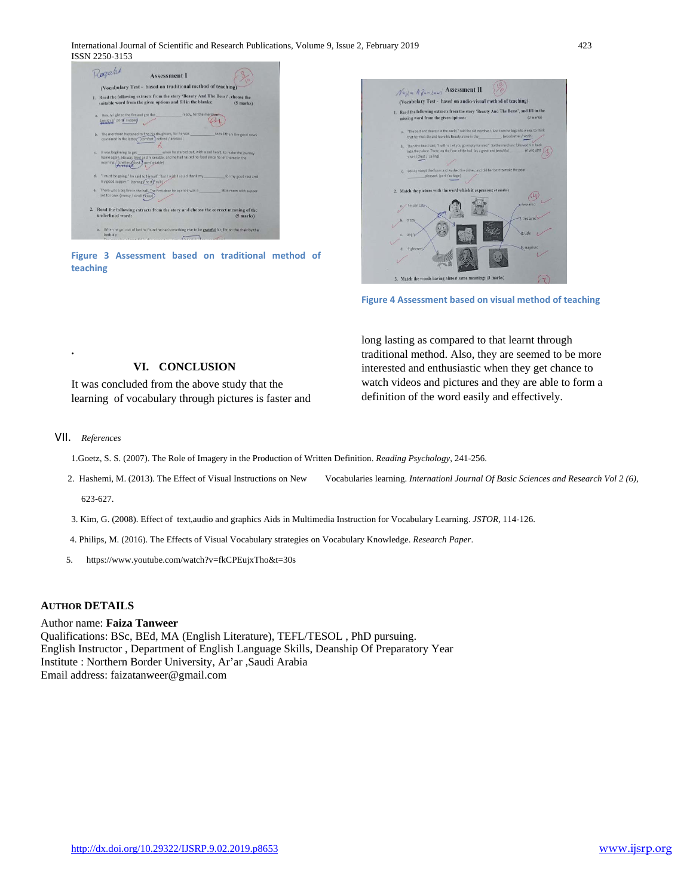Figure 3 Assessment based on traditional method of teaching

Figure 4 Assessment based on visual method of teaching

## VI. CONCLUSION

It was concluded from the above study that the learning of vocabulary through pictures is faster and long lasting as compared to that learnt through traditional method. Also, they are seemed to be more interested and enthusiastic when they get chance to watch videos and pictures and they are able to form a definition of the word easily and effectively.

## VII. *References*

1. Goetz, S. S. (2007). The Role of Imagery in the Production of Written Definition. *Reading Psychology*, 241-256.
2. Hashemi, M. (2013). The Effect of Visual Instructions on New Vocabularies learning. *Internationl Journal Of Basic Sciences and Research Vol 2 (6)*, 623-627.
3. Kim, G. (2008). Effect of text,audio and graphics Aids in Multimedia Instruction for Vocabulary Learning. *JSTOR*, 114-126.
4. Philips, M. (2016). The Effects of Visual Vocabulary strategies on Vocabulary Knowledge. *Research Paper*.
5. https://www.youtube.com/watch?v=fkCPEujxTho&t=30s

## AUTHOR DETAILS

Author name: **Faiza Tanweer**
Qualifications: BSc, BEd, MA (English Literature), TEFL/TESOL , PhD pursuing.
English Instructor , Department of English Language Skills, Deanship Of Preparatory Year
Institute : Northern Border University, Ar'ar ,Saudi Arabia
Email address: faizatanweer@gmail.com